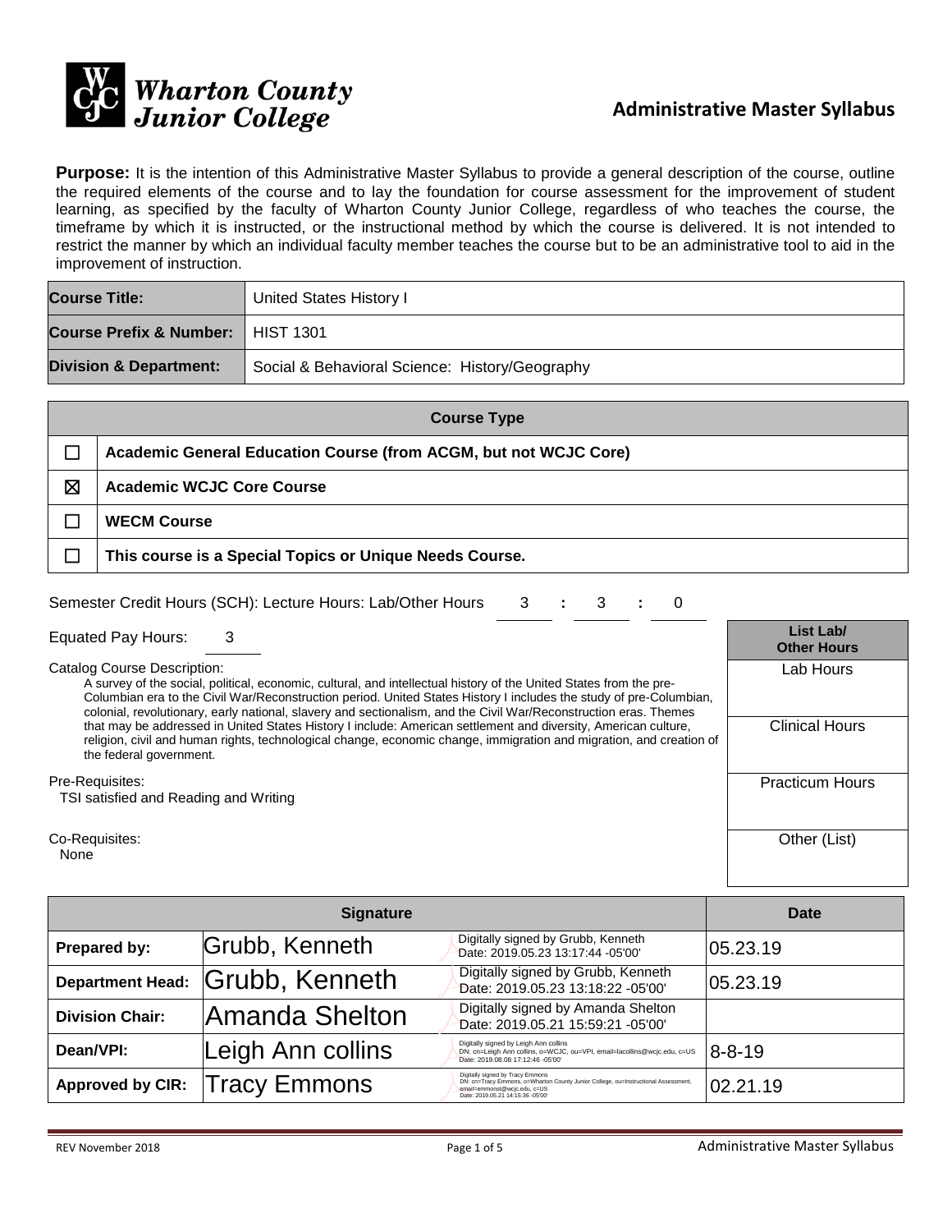Wharton County Junior College

# Administrative Master Syllabus

**Purpose:** It is the intention of this Administrative Master Syllabus to provide a general description of the course, outline the required elements of the course and to lay the foundation for course assessment for the improvement of student learning, as specified by the faculty of Wharton County Junior College, regardless of who teaches the course, the timeframe by which it is instructed, or the instructional method by which the course is delivered. It is not intended to restrict the manner by which an individual faculty member teaches the course but to be an administrative tool to aid in the improvement of instruction.

| | |
|---|---|
| **Course Title:** | United States History I |
| **Course Prefix & Number:** | HIST 1301 |
| **Division & Department:** | Social & Behavioral Science: History/Geography |

| Course Type | |
|---|---|
| ☐ | **Academic General Education Course (from ACGM, but not WCJC Core)** |
| ☒ | **Academic WCJC Core Course** |
| ☐ | **WECM Course** |
| ☐ | **This course is a Special Topics or Unique Needs Course.** |

Semester Credit Hours (SCH): Lecture Hours: Lab/Other Hours 3 : 3 : 0

Equated Pay Hours: 3

Catalog Course Description:

A survey of the social, political, economic, cultural, and intellectual history of the United States from the pre-Columbian era to the Civil War/Reconstruction period. United States History I includes the study of pre-Columbian, colonial, revolutionary, early national, slavery and sectionalism, and the Civil War/Reconstruction eras. Themes that may be addressed in United States History I include: American settlement and diversity, American culture, religion, civil and human rights, technological change, economic change, immigration and migration, and creation of the federal government.

Pre-Requisites:

TSI satisfied and Reading and Writing

Co-Requisites:

None

| List Lab/ Other Hours |
|---|
| Lab Hours |
| Clinical Hours |
| Practicum Hours |
| Other (List) |

| Signature | | | Date |
|---|---|---|---|
| **Prepared by:** | Grubb, Kenneth | Digitally signed by Grubb, Kenneth Date: 2019.05.23 13:17:44 -05'00' | 05.23.19 |
| **Department Head:** | Grubb, Kenneth | Digitally signed by Grubb, Kenneth Date: 2019.05.23 13:18:22 -05'00' | 05.23.19 |
| **Division Chair:** | Amanda Shelton | Digitally signed by Amanda Shelton Date: 2019.05.21 15:59:21 -05'00' | |
| **Dean/VPI:** | Leigh Ann collins | Digitally signed by Leigh Ann collins DN: cn=Leigh Ann collins, o=WCJC, ou=VPI, email=lacollins@wcjc.edu, c=US Date: 2019.08.08 17:12:46 -05'00' | 8-8-19 |
| **Approved by CIR:** | Tracy Emmons | Digitally signed by Tracy Emmons DN: cn=Tracy Emmons, o=Wharton County Junior College, ou=Instructional Assessment, email=emmonst@wcjc.edu, c=US Date: 2019.05.21 14:15:36 -05'00' | 02.21.19 |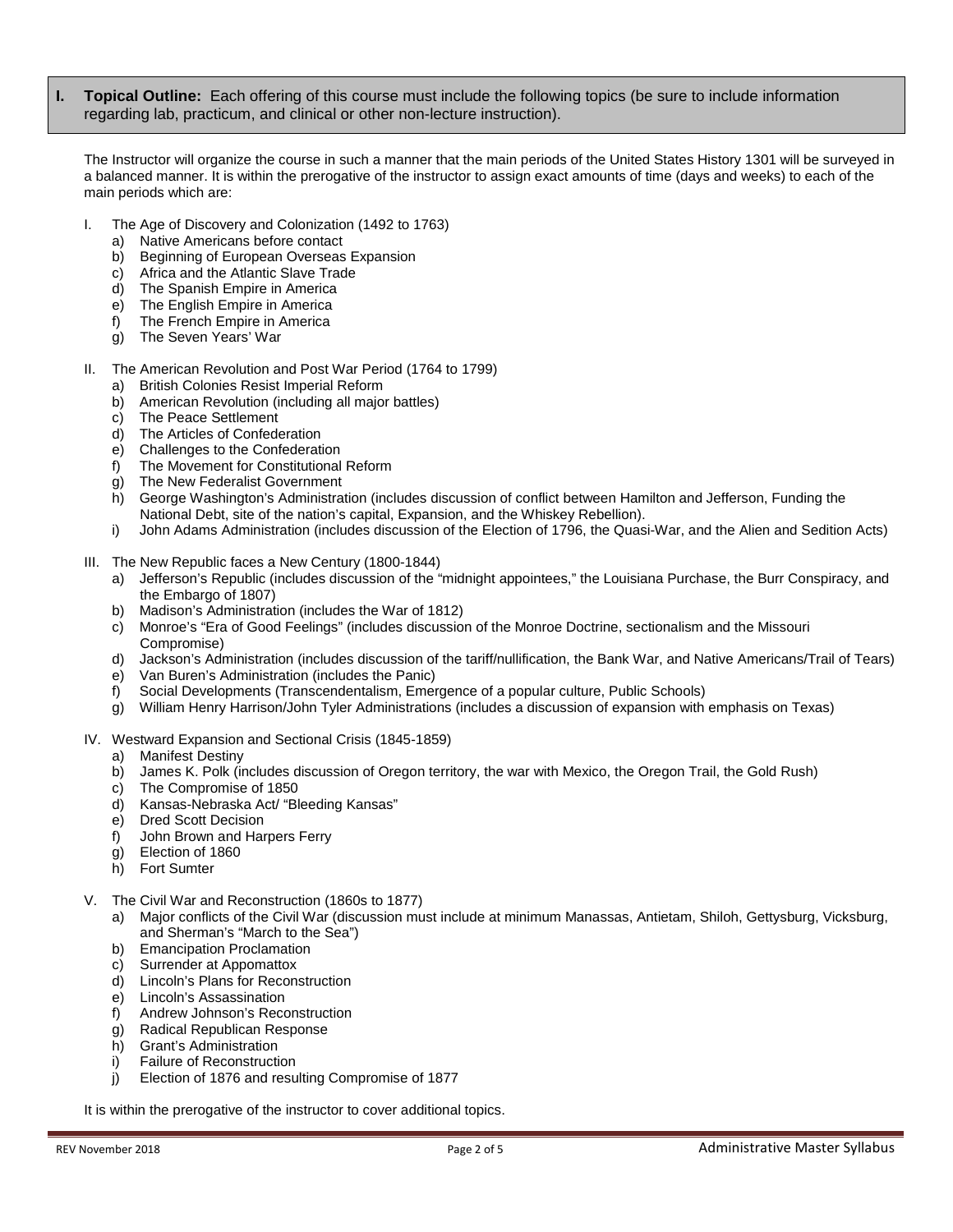## I. Topical Outline: Each offering of this course must include the following topics (be sure to include information regarding lab, practicum, and clinical or other non-lecture instruction).

The Instructor will organize the course in such a manner that the main periods of the United States History 1301 will be surveyed in a balanced manner. It is within the prerogative of the instructor to assign exact amounts of time (days and weeks) to each of the main periods which are:

I. The Age of Discovery and Colonization (1492 to 1763)
   a) Native Americans before contact
   b) Beginning of European Overseas Expansion
   c) Africa and the Atlantic Slave Trade
   d) The Spanish Empire in America
   e) The English Empire in America
   f) The French Empire in America
   g) The Seven Years' War

II. The American Revolution and Post War Period (1764 to 1799)
   a) British Colonies Resist Imperial Reform
   b) American Revolution (including all major battles)
   c) The Peace Settlement
   d) The Articles of Confederation
   e) Challenges to the Confederation
   f) The Movement for Constitutional Reform
   g) The New Federalist Government
   h) George Washington's Administration (includes discussion of conflict between Hamilton and Jefferson, Funding the National Debt, site of the nation's capital, Expansion, and the Whiskey Rebellion).
   i) John Adams Administration (includes discussion of the Election of 1796, the Quasi-War, and the Alien and Sedition Acts)

III. The New Republic faces a New Century (1800-1844)
   a) Jefferson's Republic (includes discussion of the "midnight appointees," the Louisiana Purchase, the Burr Conspiracy, and the Embargo of 1807)
   b) Madison's Administration (includes the War of 1812)
   c) Monroe's "Era of Good Feelings" (includes discussion of the Monroe Doctrine, sectionalism and the Missouri Compromise)
   d) Jackson's Administration (includes discussion of the tariff/nullification, the Bank War, and Native Americans/Trail of Tears)
   e) Van Buren's Administration (includes the Panic)
   f) Social Developments (Transcendentalism, Emergence of a popular culture, Public Schools)
   g) William Henry Harrison/John Tyler Administrations (includes a discussion of expansion with emphasis on Texas)

IV. Westward Expansion and Sectional Crisis (1845-1859)
   a) Manifest Destiny
   b) James K. Polk (includes discussion of Oregon territory, the war with Mexico, the Oregon Trail, the Gold Rush)
   c) The Compromise of 1850
   d) Kansas-Nebraska Act/ "Bleeding Kansas"
   e) Dred Scott Decision
   f) John Brown and Harpers Ferry
   g) Election of 1860
   h) Fort Sumter

V. The Civil War and Reconstruction (1860s to 1877)
   a) Major conflicts of the Civil War (discussion must include at minimum Manassas, Antietam, Shiloh, Gettysburg, Vicksburg, and Sherman's "March to the Sea")
   b) Emancipation Proclamation
   c) Surrender at Appomattox
   d) Lincoln's Plans for Reconstruction
   e) Lincoln's Assassination
   f) Andrew Johnson's Reconstruction
   g) Radical Republican Response
   h) Grant's Administration
   i) Failure of Reconstruction
   j) Election of 1876 and resulting Compromise of 1877

It is within the prerogative of the instructor to cover additional topics.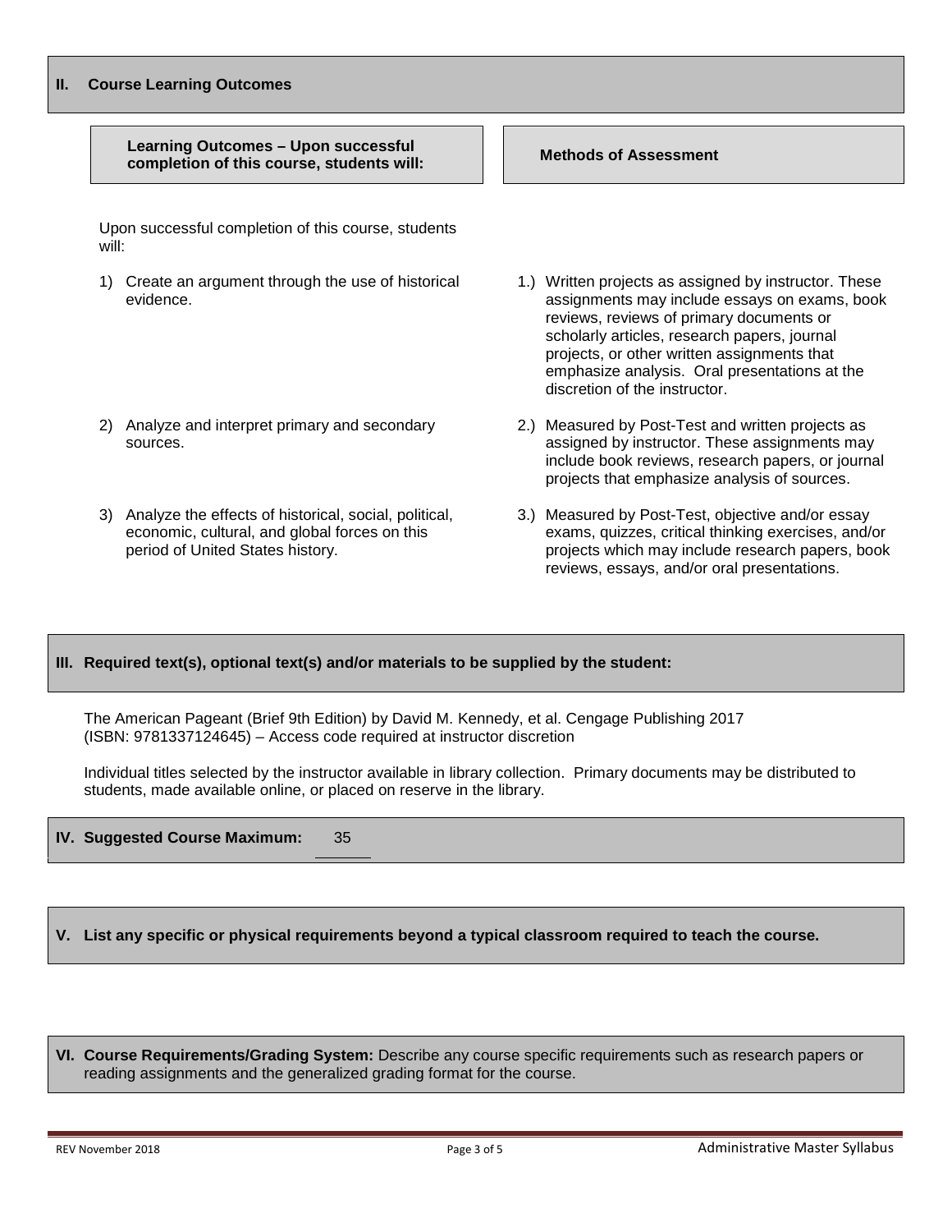## II. Course Learning Outcomes

| Learning Outcomes – Upon successful completion of this course, students will: | Methods of Assessment |
|---|---|
| Upon successful completion of this course, students will: | |
| 1) Create an argument through the use of historical evidence. | 1.) Written projects as assigned by instructor. These assignments may include essays on exams, book reviews, reviews of primary documents or scholarly articles, research papers, journal projects, or other written assignments that emphasize analysis. Oral presentations at the discretion of the instructor. |
| 2) Analyze and interpret primary and secondary sources. | 2.) Measured by Post-Test and written projects as assigned by instructor. These assignments may include book reviews, research papers, or journal projects that emphasize analysis of sources. |
| 3) Analyze the effects of historical, social, political, economic, cultural, and global forces on this period of United States history. | 3.) Measured by Post-Test, objective and/or essay exams, quizzes, critical thinking exercises, and/or projects which may include research papers, book reviews, essays, and/or oral presentations. |

## III. Required text(s), optional text(s) and/or materials to be supplied by the student:

The American Pageant (Brief 9th Edition) by David M. Kennedy, et al. Cengage Publishing 2017 (ISBN: 9781337124645) – Access code required at instructor discretion

Individual titles selected by the instructor available in library collection. Primary documents may be distributed to students, made available online, or placed on reserve in the library.

## IV. Suggested Course Maximum: 35

## V. List any specific or physical requirements beyond a typical classroom required to teach the course.

## VI. Course Requirements/Grading System:

Describe any course specific requirements such as research papers or reading assignments and the generalized grading format for the course.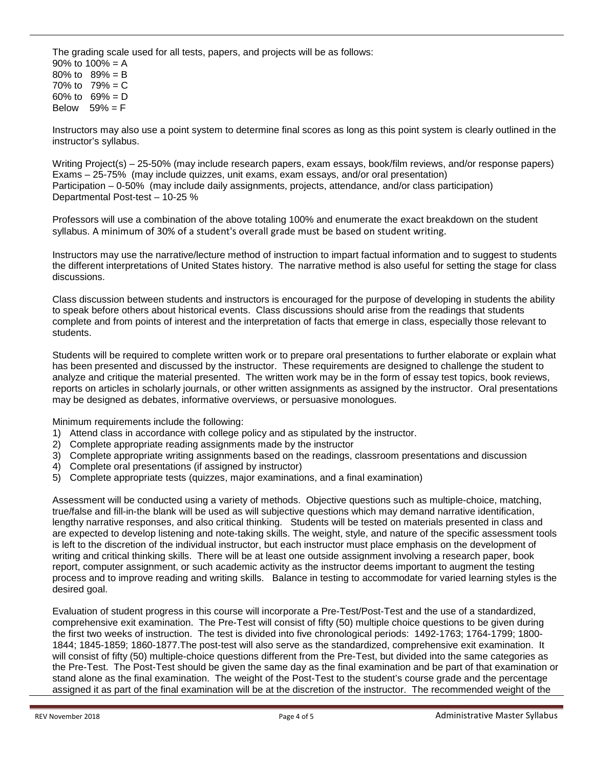The grading scale used for all tests, papers, and projects will be as follows:
90% to 100% = A
80% to 89% = B
70% to 79% = C
60% to 69% = D
Below 59% = F

Instructors may also use a point system to determine final scores as long as this point system is clearly outlined in the instructor's syllabus.

Writing Project(s) – 25-50% (may include research papers, exam essays, book/film reviews, and/or response papers)
Exams – 25-75% (may include quizzes, unit exams, exam essays, and/or oral presentation)
Participation – 0-50% (may include daily assignments, projects, attendance, and/or class participation)
Departmental Post-test – 10-25 %

Professors will use a combination of the above totaling 100% and enumerate the exact breakdown on the student syllabus. A minimum of 30% of a student's overall grade must be based on student writing.

Instructors may use the narrative/lecture method of instruction to impart factual information and to suggest to students the different interpretations of United States history. The narrative method is also useful for setting the stage for class discussions.

Class discussion between students and instructors is encouraged for the purpose of developing in students the ability to speak before others about historical events. Class discussions should arise from the readings that students complete and from points of interest and the interpretation of facts that emerge in class, especially those relevant to students.

Students will be required to complete written work or to prepare oral presentations to further elaborate or explain what has been presented and discussed by the instructor. These requirements are designed to challenge the student to analyze and critique the material presented. The written work may be in the form of essay test topics, book reviews, reports on articles in scholarly journals, or other written assignments as assigned by the instructor. Oral presentations may be designed as debates, informative overviews, or persuasive monologues.

Minimum requirements include the following:

1) Attend class in accordance with college policy and as stipulated by the instructor.
2) Complete appropriate reading assignments made by the instructor
3) Complete appropriate writing assignments based on the readings, classroom presentations and discussion
4) Complete oral presentations (if assigned by instructor)
5) Complete appropriate tests (quizzes, major examinations, and a final examination)

Assessment will be conducted using a variety of methods. Objective questions such as multiple-choice, matching, true/false and fill-in-the blank will be used as will subjective questions which may demand narrative identification, lengthy narrative responses, and also critical thinking. Students will be tested on materials presented in class and are expected to develop listening and note-taking skills. The weight, style, and nature of the specific assessment tools is left to the discretion of the individual instructor, but each instructor must place emphasis on the development of writing and critical thinking skills. There will be at least one outside assignment involving a research paper, book report, computer assignment, or such academic activity as the instructor deems important to augment the testing process and to improve reading and writing skills. Balance in testing to accommodate for varied learning styles is the desired goal.

Evaluation of student progress in this course will incorporate a Pre-Test/Post-Test and the use of a standardized, comprehensive exit examination. The Pre-Test will consist of fifty (50) multiple choice questions to be given during the first two weeks of instruction. The test is divided into five chronological periods: 1492-1763; 1764-1799; 1800-1844; 1845-1859; 1860-1877.The post-test will also serve as the standardized, comprehensive exit examination. It will consist of fifty (50) multiple-choice questions different from the Pre-Test, but divided into the same categories as the Pre-Test. The Post-Test should be given the same day as the final examination and be part of that examination or stand alone as the final examination. The weight of the Post-Test to the student's course grade and the percentage assigned it as part of the final examination will be at the discretion of the instructor. The recommended weight of the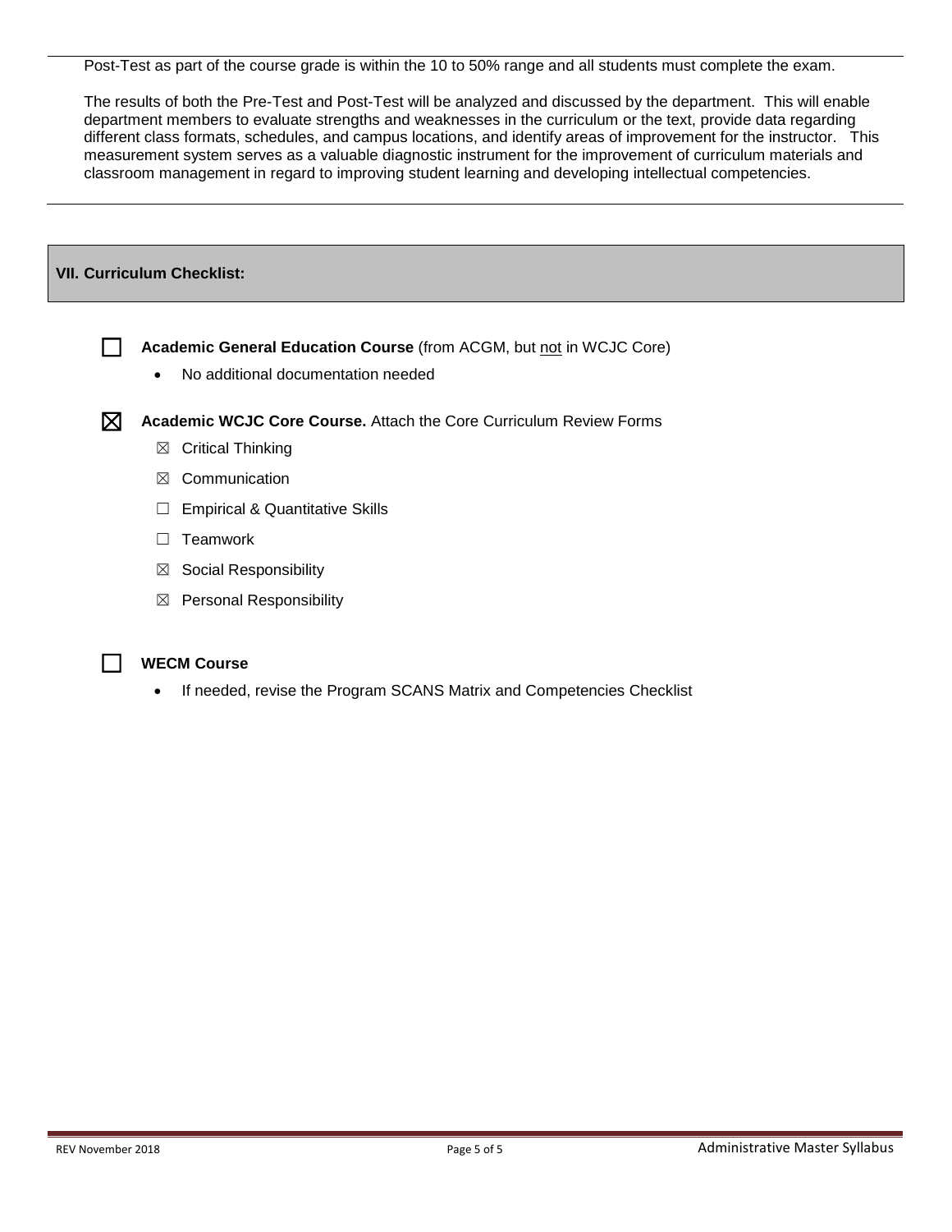Post-Test as part of the course grade is within the 10 to 50% range and all students must complete the exam.

The results of both the Pre-Test and Post-Test will be analyzed and discussed by the department. This will enable department members to evaluate strengths and weaknesses in the curriculum or the text, provide data regarding different class formats, schedules, and campus locations, and identify areas of improvement for the instructor. This measurement system serves as a valuable diagnostic instrument for the improvement of curriculum materials and classroom management in regard to improving student learning and developing intellectual competencies.

## VII. Curriculum Checklist:

☐ **Academic General Education Course** (from ACGM, but not in WCJC Core)

- No additional documentation needed

☒ **Academic WCJC Core Course.** Attach the Core Curriculum Review Forms

- ☒ Critical Thinking
- ☒ Communication
- ☐ Empirical & Quantitative Skills
- ☐ Teamwork
- ☒ Social Responsibility
- ☒ Personal Responsibility

☐ **WECM Course**

- If needed, revise the Program SCANS Matrix and Competencies Checklist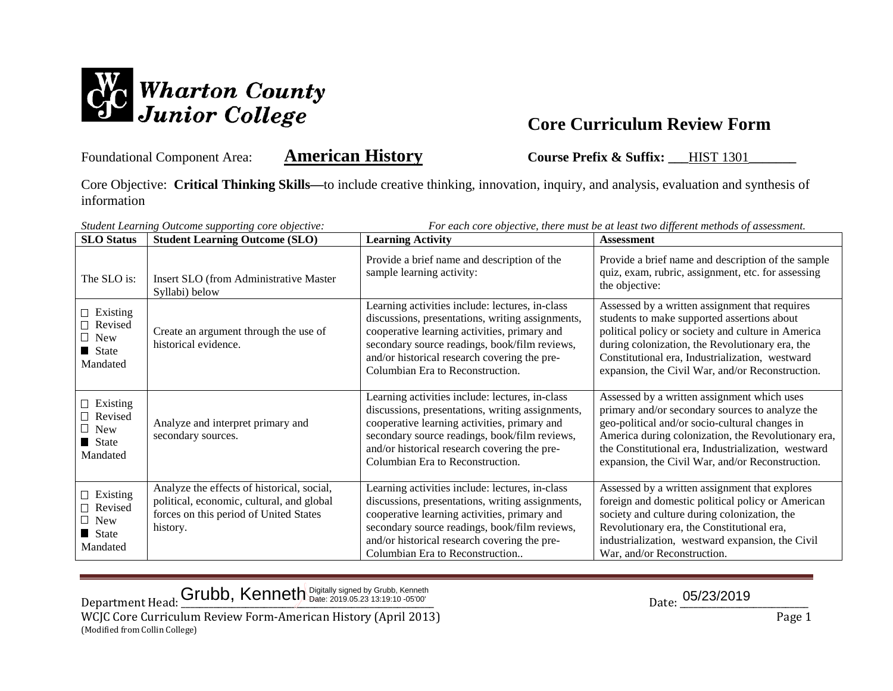**Wharton County Junior College**

# Core Curriculum Review Form

Foundational Component Area: **American History** **Course Prefix & Suffix:** HIST 1301

Core Objective: **Critical Thinking Skills—**to include creative thinking, innovation, inquiry, and analysis, evaluation and synthesis of information

*Student Learning Outcome supporting core objective:* *For each core objective, there must be at least two different methods of assessment.*

| SLO Status | Student Learning Outcome (SLO) | Learning Activity | Assessment |
|---|---|---|---|
| The SLO is: | Insert SLO (from Administrative Master Syllabi) below | Provide a brief name and description of the sample learning activity: | Provide a brief name and description of the sample quiz, exam, rubric, assignment, etc. for assessing the objective: |
| ☐ Existing ☐ Revised ☐ New ■ State Mandated | Create an argument through the use of historical evidence. | Learning activities include: lectures, in-class discussions, presentations, writing assignments, cooperative learning activities, primary and secondary source readings, book/film reviews, and/or historical research covering the pre-Columbian Era to Reconstruction. | Assessed by a written assignment that requires students to make supported assertions about political policy or society and culture in America during colonization, the Revolutionary era, the Constitutional era, Industrialization, westward expansion, the Civil War, and/or Reconstruction. |
| ☐ Existing ☐ Revised ☐ New ■ State Mandated | Analyze and interpret primary and secondary sources. | Learning activities include: lectures, in-class discussions, presentations, writing assignments, cooperative learning activities, primary and secondary source readings, book/film reviews, and/or historical research covering the pre-Columbian Era to Reconstruction. | Assessed by a written assignment which uses primary and/or secondary sources to analyze the geo-political and/or socio-cultural changes in America during colonization, the Revolutionary era, the Constitutional era, Industrialization, westward expansion, the Civil War, and/or Reconstruction. |
| ☐ Existing ☐ Revised ☐ New ■ State Mandated | Analyze the effects of historical, social, political, economic, cultural, and global forces on this period of United States history. | Learning activities include: lectures, in-class discussions, presentations, writing assignments, cooperative learning activities, primary and secondary source readings, book/film reviews, and/or historical research covering the pre-Columbian Era to Reconstruction.. | Assessed by a written assignment that explores foreign and domestic political policy or American society and culture during colonization, the Revolutionary era, the Constitutional era, industrialization, westward expansion, the Civil War, and/or Reconstruction. |

Department Head: Grubb, Kenneth (Digitally signed by Grubb, Kenneth Date: 2019.05.23 13:19:10 -05'00') Date: 05/23/2019

WCJC Core Curriculum Review Form-American History (April 2013)
(Modified from Collin College)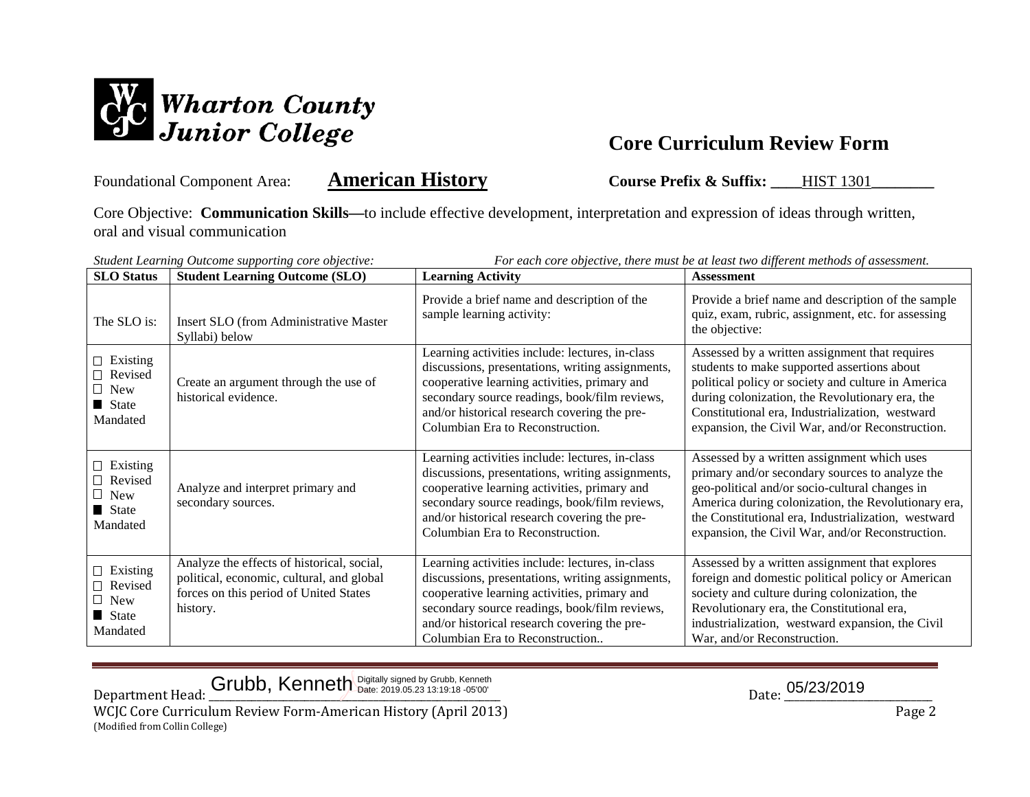# Wharton County Junior College

## Core Curriculum Review Form

Foundational Component Area: **American History** **Course Prefix & Suffix:** HIST 1301

Core Objective: **Communication Skills—**to include effective development, interpretation and expression of ideas through written, oral and visual communication

*Student Learning Outcome supporting core objective:* *For each core objective, there must be at least two different methods of assessment.*

| SLO Status | Student Learning Outcome (SLO) | Learning Activity | Assessment |
|---|---|---|---|
| The SLO is: | Insert SLO (from Administrative Master Syllabi) below | Provide a brief name and description of the sample learning activity: | Provide a brief name and description of the sample quiz, exam, rubric, assignment, etc. for assessing the objective: |
| ☐ Existing ☐ Revised ☐ New ■ State Mandated | Create an argument through the use of historical evidence. | Learning activities include: lectures, in-class discussions, presentations, writing assignments, cooperative learning activities, primary and secondary source readings, book/film reviews, and/or historical research covering the pre-Columbian Era to Reconstruction. | Assessed by a written assignment that requires students to make supported assertions about political policy or society and culture in America during colonization, the Revolutionary era, the Constitutional era, Industrialization, westward expansion, the Civil War, and/or Reconstruction. |
| ☐ Existing ☐ Revised ☐ New ■ State Mandated | Analyze and interpret primary and secondary sources. | Learning activities include: lectures, in-class discussions, presentations, writing assignments, cooperative learning activities, primary and secondary source readings, book/film reviews, and/or historical research covering the pre-Columbian Era to Reconstruction. | Assessed by a written assignment which uses primary and/or secondary sources to analyze the geo-political and/or socio-cultural changes in America during colonization, the Revolutionary era, the Constitutional era, Industrialization, westward expansion, the Civil War, and/or Reconstruction. |
| ☐ Existing ☐ Revised ☐ New ■ State Mandated | Analyze the effects of historical, social, political, economic, cultural, and global forces on this period of United States history. | Learning activities include: lectures, in-class discussions, presentations, writing assignments, cooperative learning activities, primary and secondary source readings, book/film reviews, and/or historical research covering the pre-Columbian Era to Reconstruction.. | Assessed by a written assignment that explores foreign and domestic political policy or American society and culture during colonization, the Revolutionary era, the Constitutional era, industrialization, westward expansion, the Civil War, and/or Reconstruction. |

Department Head: Grubb, Kenneth (Digitally signed by Grubb, Kenneth Date: 2019.05.23 13:19:18 -05'00') Date: 05/23/2019

WCJC Core Curriculum Review Form-American History (April 2013)
(Modified from Collin College)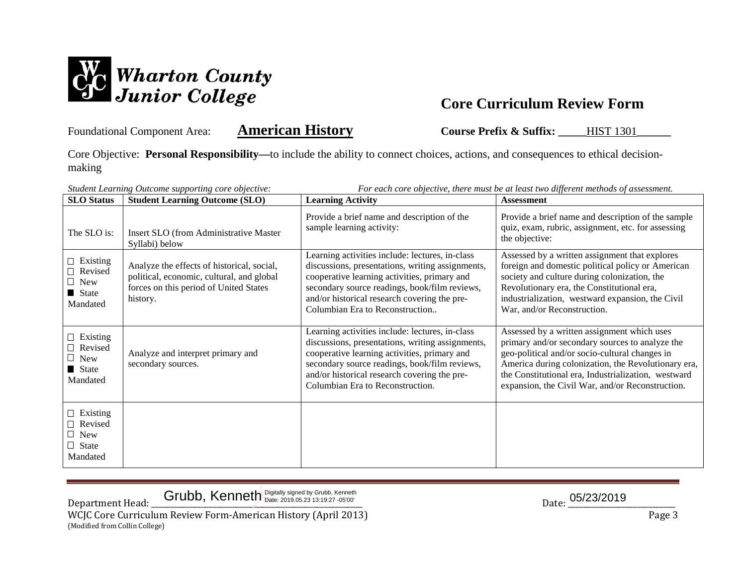Wharton County Junior College

## Core Curriculum Review Form

Foundational Component Area: **American History** **Course Prefix & Suffix:** HIST 1301

Core Objective: **Personal Responsibility—**to include the ability to connect choices, actions, and consequences to ethical decision-making

*Student Learning Outcome supporting core objective:* *For each core objective, there must be at least two different methods of assessment.*

| SLO Status | Student Learning Outcome (SLO) | Learning Activity | Assessment |
|---|---|---|---|
| The SLO is: | Insert SLO (from Administrative Master Syllabi) below | Provide a brief name and description of the sample learning activity: | Provide a brief name and description of the sample quiz, exam, rubric, assignment, etc. for assessing the objective: |
| ☐ Existing ☐ Revised ☐ New ■ State Mandated | Analyze the effects of historical, social, political, economic, cultural, and global forces on this period of United States history. | Learning activities include: lectures, in-class discussions, presentations, writing assignments, cooperative learning activities, primary and secondary source readings, book/film reviews, and/or historical research covering the pre-Columbian Era to Reconstruction.. | Assessed by a written assignment that explores foreign and domestic political policy or American society and culture during colonization, the Revolutionary era, the Constitutional era, industrialization, westward expansion, the Civil War, and/or Reconstruction. |
| ☐ Existing ☐ Revised ☐ New ■ State Mandated | Analyze and interpret primary and secondary sources. | Learning activities include: lectures, in-class discussions, presentations, writing assignments, cooperative learning activities, primary and secondary source readings, book/film reviews, and/or historical research covering the pre-Columbian Era to Reconstruction. | Assessed by a written assignment which uses primary and/or secondary sources to analyze the geo-political and/or socio-cultural changes in America during colonization, the Revolutionary era, the Constitutional era, Industrialization, westward expansion, the Civil War, and/or Reconstruction. |
| ☐ Existing ☐ Revised ☐ New ☐ State Mandated | | | |

Department Head: Grubb, Kenneth (Digitally signed by Grubb, Kenneth Date: 2019.05.23 13:19:27 -05'00') Date: 05/23/2019

WCJC Core Curriculum Review Form-American History (April 2013)
(Modified from Collin College)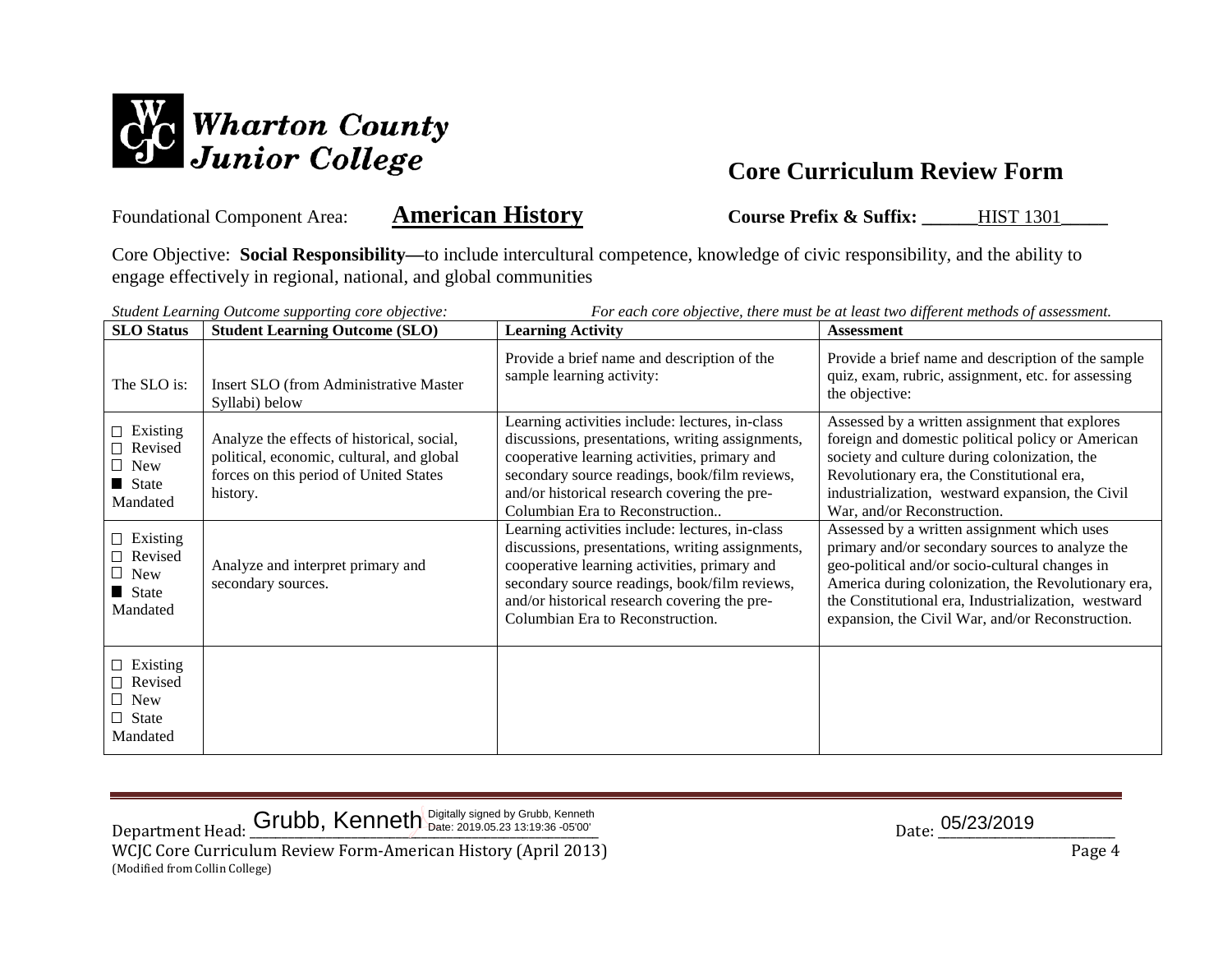**Wharton County Junior College**

# Core Curriculum Review Form

Foundational Component Area: **American History** **Course Prefix & Suffix: ______HIST 1301_____**

Core Objective: **Social Responsibility—**to include intercultural competence, knowledge of civic responsibility, and the ability to engage effectively in regional, national, and global communities

*Student Learning Outcome supporting core objective:* *For each core objective, there must be at least two different methods of assessment.*

| SLO Status | Student Learning Outcome (SLO) | Learning Activity | Assessment |
|---|---|---|---|
| The SLO is: | Insert SLO (from Administrative Master Syllabi) below | Provide a brief name and description of the sample learning activity: | Provide a brief name and description of the sample quiz, exam, rubric, assignment, etc. for assessing the objective: |
| ☐ Existing ☐ Revised ☐ New ■ State Mandated | Analyze the effects of historical, social, political, economic, cultural, and global forces on this period of United States history. | Learning activities include: lectures, in-class discussions, presentations, writing assignments, cooperative learning activities, primary and secondary source readings, book/film reviews, and/or historical research covering the pre-Columbian Era to Reconstruction.. | Assessed by a written assignment that explores foreign and domestic political policy or American society and culture during colonization, the Revolutionary era, the Constitutional era, industrialization, westward expansion, the Civil War, and/or Reconstruction. |
| ☐ Existing ☐ Revised ☐ New ■ State Mandated | Analyze and interpret primary and secondary sources. | Learning activities include: lectures, in-class discussions, presentations, writing assignments, cooperative learning activities, primary and secondary source readings, book/film reviews, and/or historical research covering the pre-Columbian Era to Reconstruction. | Assessed by a written assignment which uses primary and/or secondary sources to analyze the geo-political and/or socio-cultural changes in America during colonization, the Revolutionary era, the Constitutional era, Industrialization, westward expansion, the Civil War, and/or Reconstruction. |
| ☐ Existing ☐ Revised ☐ New ☐ State Mandated | | | |

Department Head: Grubb, Kenneth Digitally signed by Grubb, Kenneth Date: 2019.05.23 13:19:36 -05'00' Date: 05/23/2019

WCJC Core Curriculum Review Form-American History (April 2013)
(Modified from Collin College)